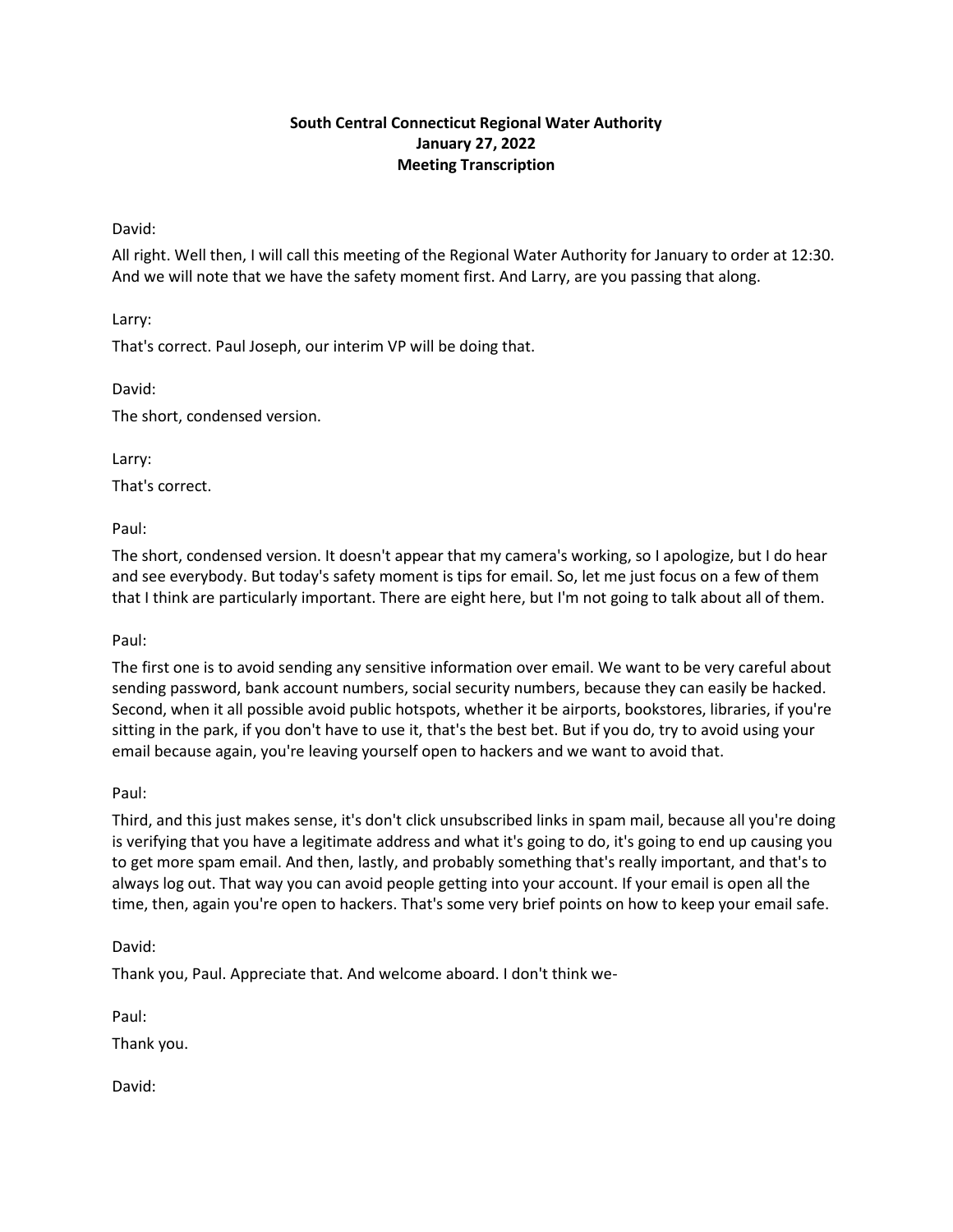**South Central Connecticut Regional Water Authority**
**January 27, 2022**
**Meeting Transcription**

David:

All right. Well then, I will call this meeting of the Regional Water Authority for January to order at 12:30. And we will note that we have the safety moment first. And Larry, are you passing that along.

Larry:

That's correct. Paul Joseph, our interim VP will be doing that.

David:

The short, condensed version.

Larry:

That's correct.

Paul:

The short, condensed version. It doesn't appear that my camera's working, so I apologize, but I do hear and see everybody. But today's safety moment is tips for email. So, let me just focus on a few of them that I think are particularly important. There are eight here, but I'm not going to talk about all of them.

Paul:

The first one is to avoid sending any sensitive information over email. We want to be very careful about sending password, bank account numbers, social security numbers, because they can easily be hacked. Second, when it all possible avoid public hotspots, whether it be airports, bookstores, libraries, if you're sitting in the park, if you don't have to use it, that's the best bet. But if you do, try to avoid using your email because again, you're leaving yourself open to hackers and we want to avoid that.

Paul:

Third, and this just makes sense, it's don't click unsubscribed links in spam mail, because all you're doing is verifying that you have a legitimate address and what it's going to do, it's going to end up causing you to get more spam email. And then, lastly, and probably something that's really important, and that's to always log out. That way you can avoid people getting into your account. If your email is open all the time, then, again you're open to hackers. That's some very brief points on how to keep your email safe.

David:

Thank you, Paul. Appreciate that. And welcome aboard. I don't think we-

Paul:

Thank you.

David: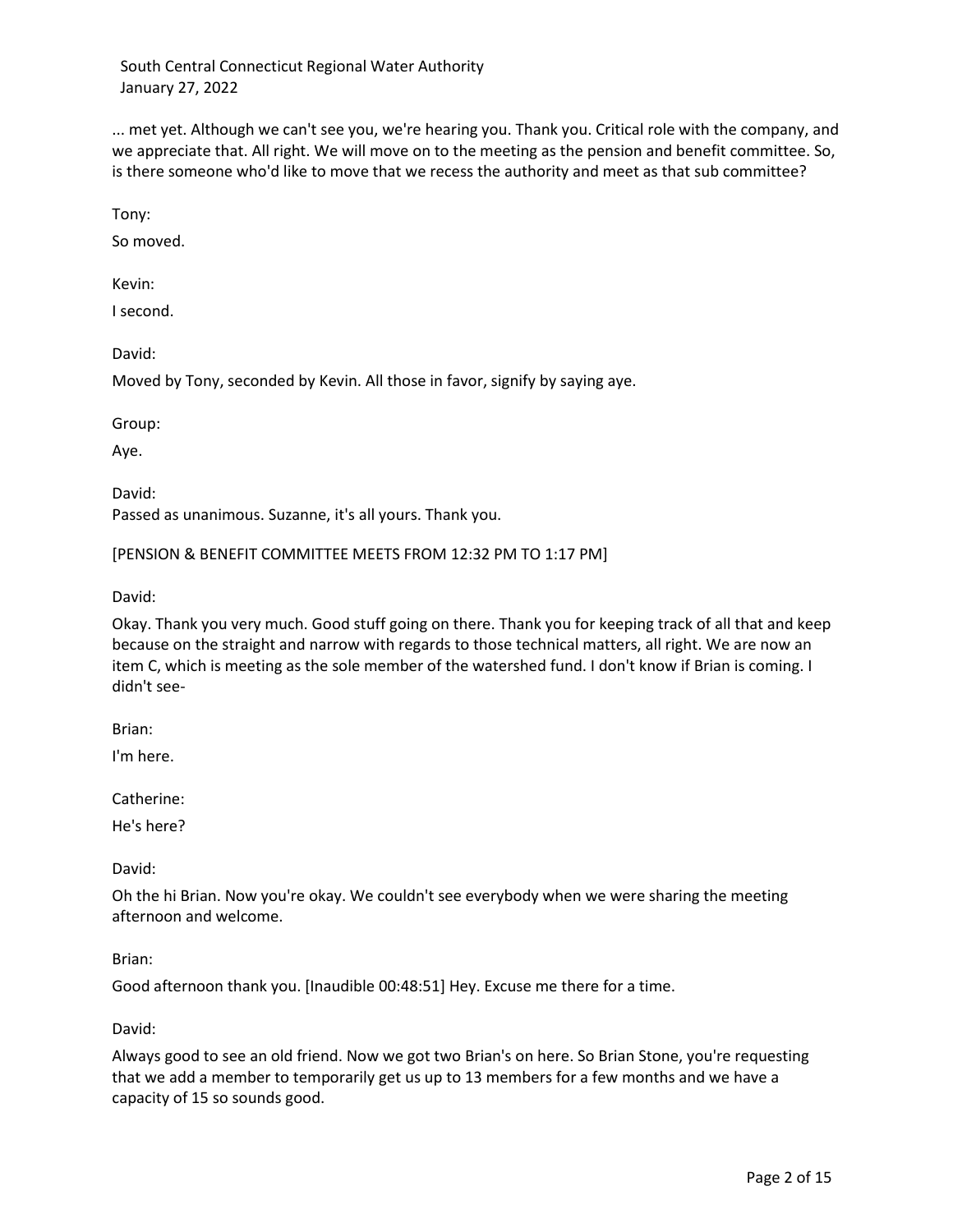... met yet. Although we can't see you, we're hearing you. Thank you. Critical role with the company, and we appreciate that. All right. We will move on to the meeting as the pension and benefit committee. So, is there someone who'd like to move that we recess the authority and meet as that sub committee?

Tony:

So moved.

Kevin:

I second.

David:

Moved by Tony, seconded by Kevin. All those in favor, signify by saying aye.

Group:

Aye.

David:

Passed as unanimous. Suzanne, it's all yours. Thank you.

[PENSION & BENEFIT COMMITTEE MEETS FROM 12:32 PM TO 1:17 PM]

David:

Okay. Thank you very much. Good stuff going on there. Thank you for keeping track of all that and keep because on the straight and narrow with regards to those technical matters, all right. We are now an item C, which is meeting as the sole member of the watershed fund. I don't know if Brian is coming. I didn't see-

Brian:

I'm here.

Catherine:

He's here?

David:

Oh the hi Brian. Now you're okay. We couldn't see everybody when we were sharing the meeting afternoon and welcome.

Brian:

Good afternoon thank you. [Inaudible 00:48:51] Hey. Excuse me there for a time.

David:

Always good to see an old friend. Now we got two Brian's on here. So Brian Stone, you're requesting that we add a member to temporarily get us up to 13 members for a few months and we have a capacity of 15 so sounds good.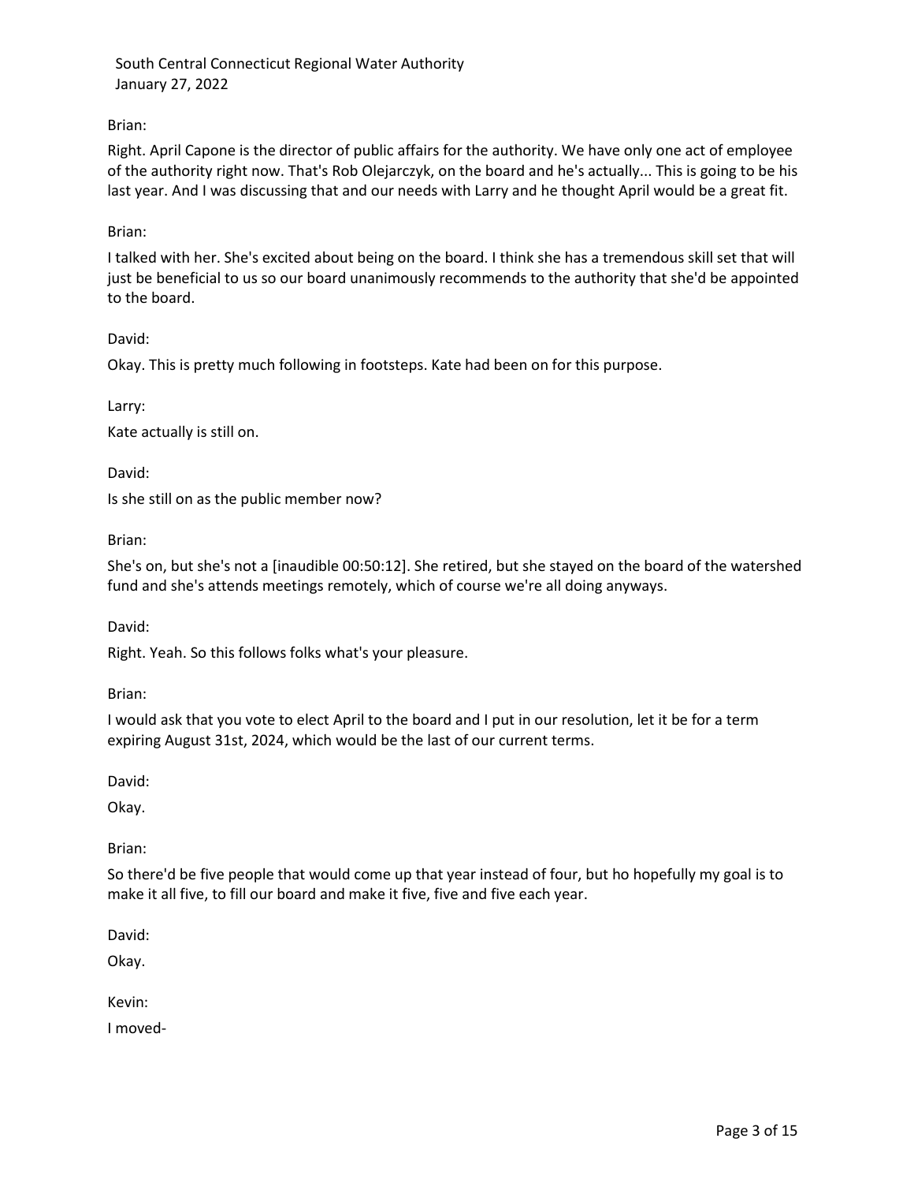Brian:

Right. April Capone is the director of public affairs for the authority. We have only one act of employee of the authority right now. That's Rob Olejarczyk, on the board and he's actually... This is going to be his last year. And I was discussing that and our needs with Larry and he thought April would be a great fit.

Brian:

I talked with her. She's excited about being on the board. I think she has a tremendous skill set that will just be beneficial to us so our board unanimously recommends to the authority that she'd be appointed to the board.

David:

Okay. This is pretty much following in footsteps. Kate had been on for this purpose.

Larry:

Kate actually is still on.

David:

Is she still on as the public member now?

Brian:

She's on, but she's not a [inaudible 00:50:12]. She retired, but she stayed on the board of the watershed fund and she's attends meetings remotely, which of course we're all doing anyways.

David:

Right. Yeah. So this follows folks what's your pleasure.

Brian:

I would ask that you vote to elect April to the board and I put in our resolution, let it be for a term expiring August 31st, 2024, which would be the last of our current terms.

David:

Okay.

Brian:

So there'd be five people that would come up that year instead of four, but ho hopefully my goal is to make it all five, to fill our board and make it five, five and five each year.

David:

Okay.

Kevin:

I moved-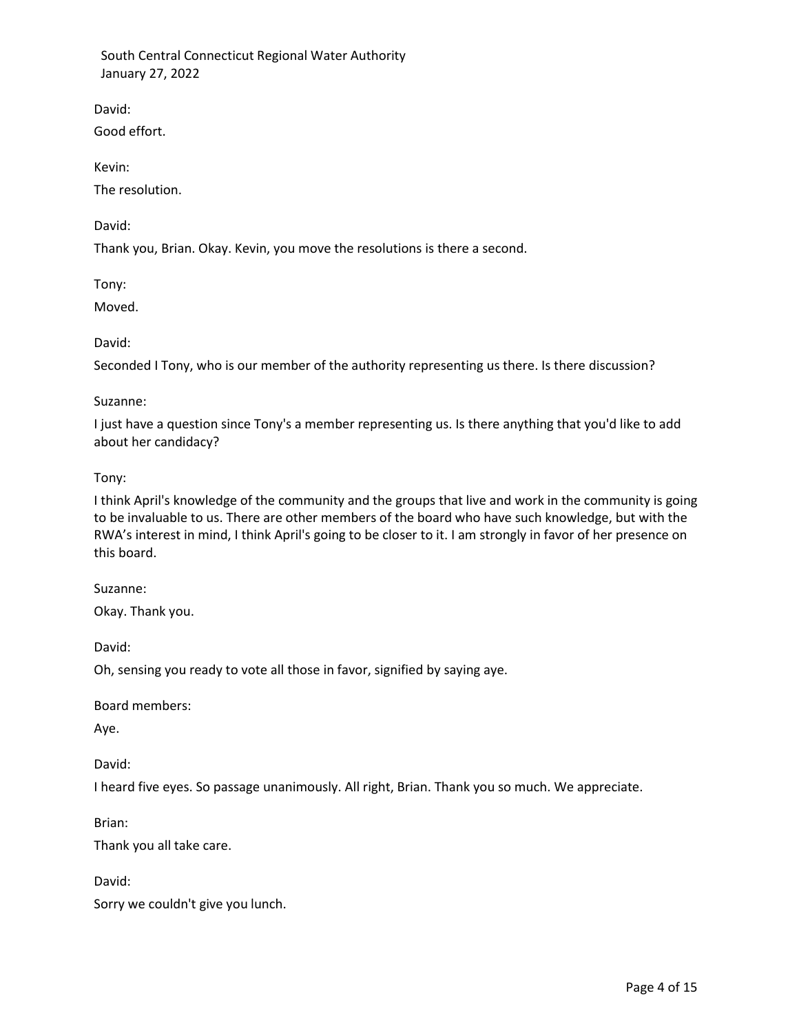David:

Good effort.

Kevin:

The resolution.

David:

Thank you, Brian. Okay. Kevin, you move the resolutions is there a second.

Tony:

Moved.

David:

Seconded I Tony, who is our member of the authority representing us there. Is there discussion?

Suzanne:

I just have a question since Tony's a member representing us. Is there anything that you'd like to add about her candidacy?

Tony:

I think April's knowledge of the community and the groups that live and work in the community is going to be invaluable to us. There are other members of the board who have such knowledge, but with the RWA's interest in mind, I think April's going to be closer to it. I am strongly in favor of her presence on this board.

Suzanne:

Okay. Thank you.

David:

Oh, sensing you ready to vote all those in favor, signified by saying aye.

Board members:

Aye.

David:

I heard five eyes. So passage unanimously. All right, Brian. Thank you so much. We appreciate.

Brian:

Thank you all take care.

David:

Sorry we couldn't give you lunch.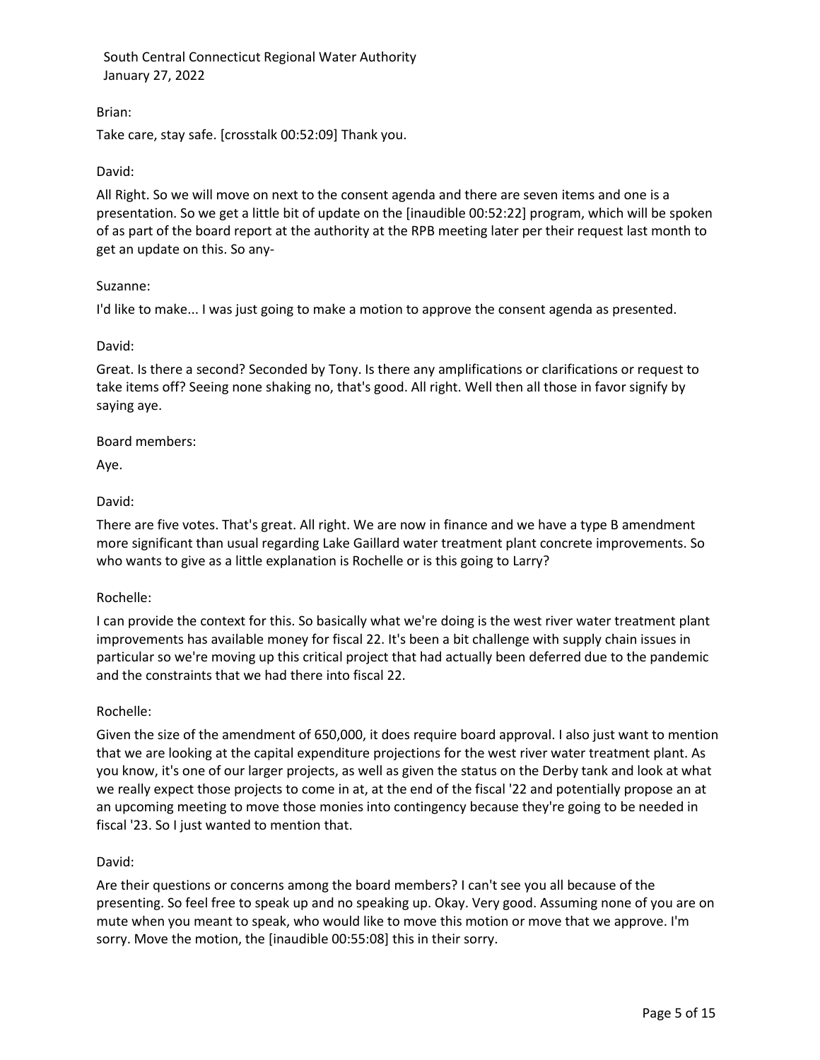Brian:

Take care, stay safe. [crosstalk 00:52:09] Thank you.

David:

All Right. So we will move on next to the consent agenda and there are seven items and one is a presentation. So we get a little bit of update on the [inaudible 00:52:22] program, which will be spoken of as part of the board report at the authority at the RPB meeting later per their request last month to get an update on this. So any-

Suzanne:

I'd like to make... I was just going to make a motion to approve the consent agenda as presented.

David:

Great. Is there a second? Seconded by Tony. Is there any amplifications or clarifications or request to take items off? Seeing none shaking no, that's good. All right. Well then all those in favor signify by saying aye.

Board members:

Aye.

David:

There are five votes. That's great. All right. We are now in finance and we have a type B amendment more significant than usual regarding Lake Gaillard water treatment plant concrete improvements. So who wants to give as a little explanation is Rochelle or is this going to Larry?

Rochelle:

I can provide the context for this. So basically what we're doing is the west river water treatment plant improvements has available money for fiscal 22. It's been a bit challenge with supply chain issues in particular so we're moving up this critical project that had actually been deferred due to the pandemic and the constraints that we had there into fiscal 22.

Rochelle:

Given the size of the amendment of 650,000, it does require board approval. I also just want to mention that we are looking at the capital expenditure projections for the west river water treatment plant. As you know, it's one of our larger projects, as well as given the status on the Derby tank and look at what we really expect those projects to come in at, at the end of the fiscal '22 and potentially propose an at an upcoming meeting to move those monies into contingency because they're going to be needed in fiscal '23. So I just wanted to mention that.

David:

Are their questions or concerns among the board members? I can't see you all because of the presenting. So feel free to speak up and no speaking up. Okay. Very good. Assuming none of you are on mute when you meant to speak, who would like to move this motion or move that we approve. I'm sorry. Move the motion, the [inaudible 00:55:08] this in their sorry.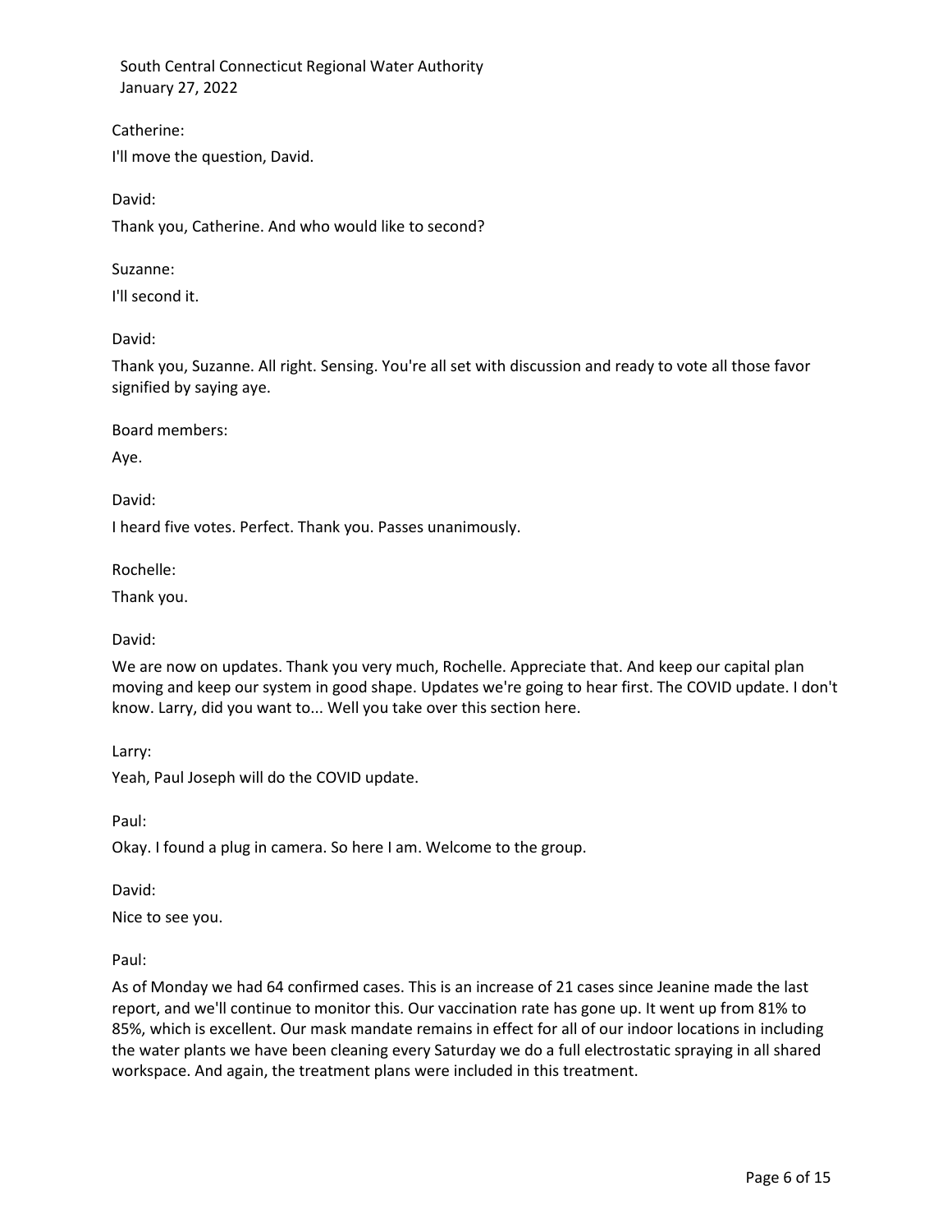Catherine:

I'll move the question, David.

David:

Thank you, Catherine. And who would like to second?

Suzanne:

I'll second it.

David:

Thank you, Suzanne. All right. Sensing. You're all set with discussion and ready to vote all those favor signified by saying aye.

Board members:

Aye.

David:

I heard five votes. Perfect. Thank you. Passes unanimously.

Rochelle:

Thank you.

David:

We are now on updates. Thank you very much, Rochelle. Appreciate that. And keep our capital plan moving and keep our system in good shape. Updates we're going to hear first. The COVID update. I don't know. Larry, did you want to... Well you take over this section here.

Larry:

Yeah, Paul Joseph will do the COVID update.

Paul:

Okay. I found a plug in camera. So here I am. Welcome to the group.

David:

Nice to see you.

Paul:

As of Monday we had 64 confirmed cases. This is an increase of 21 cases since Jeanine made the last report, and we'll continue to monitor this. Our vaccination rate has gone up. It went up from 81% to 85%, which is excellent. Our mask mandate remains in effect for all of our indoor locations in including the water plants we have been cleaning every Saturday we do a full electrostatic spraying in all shared workspace. And again, the treatment plans were included in this treatment.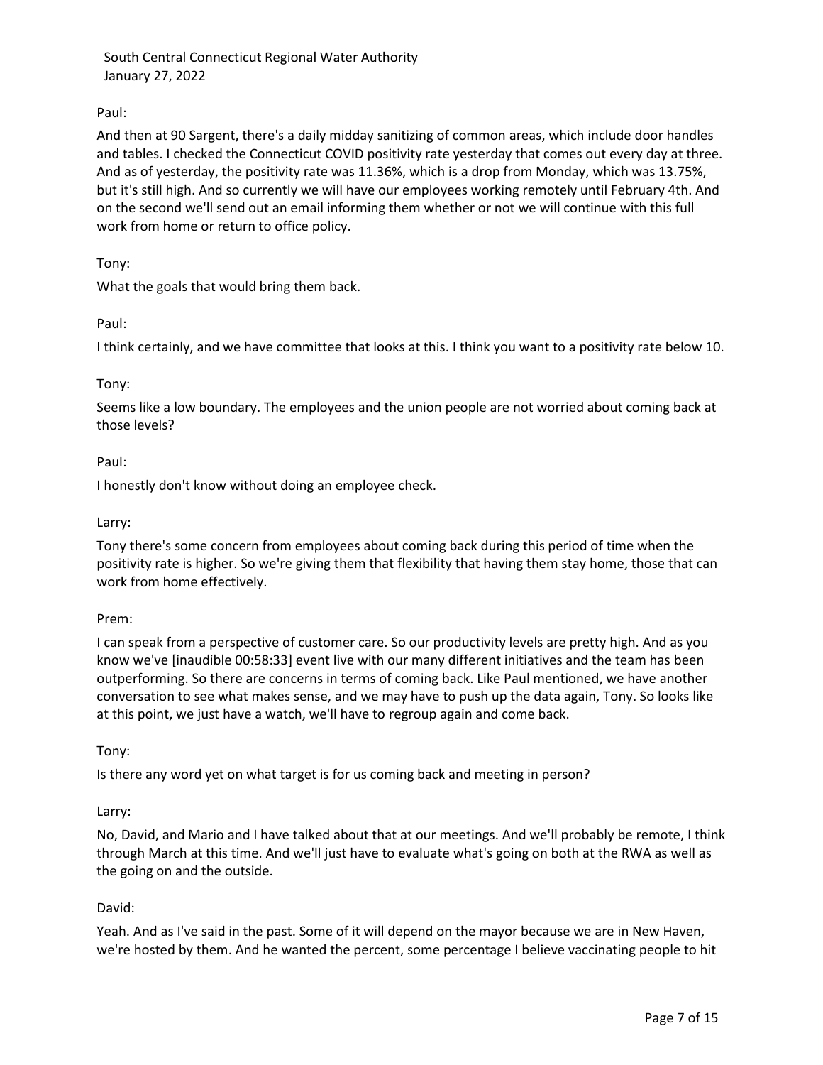Paul:

And then at 90 Sargent, there's a daily midday sanitizing of common areas, which include door handles and tables. I checked the Connecticut COVID positivity rate yesterday that comes out every day at three. And as of yesterday, the positivity rate was 11.36%, which is a drop from Monday, which was 13.75%, but it's still high. And so currently we will have our employees working remotely until February 4th. And on the second we'll send out an email informing them whether or not we will continue with this full work from home or return to office policy.

Tony:

What the goals that would bring them back.

Paul:

I think certainly, and we have committee that looks at this. I think you want to a positivity rate below 10.

Tony:

Seems like a low boundary. The employees and the union people are not worried about coming back at those levels?

Paul:

I honestly don't know without doing an employee check.

Larry:

Tony there's some concern from employees about coming back during this period of time when the positivity rate is higher. So we're giving them that flexibility that having them stay home, those that can work from home effectively.

Prem:

I can speak from a perspective of customer care. So our productivity levels are pretty high. And as you know we've [inaudible 00:58:33] event live with our many different initiatives and the team has been outperforming. So there are concerns in terms of coming back. Like Paul mentioned, we have another conversation to see what makes sense, and we may have to push up the data again, Tony. So looks like at this point, we just have a watch, we'll have to regroup again and come back.

Tony:

Is there any word yet on what target is for us coming back and meeting in person?

Larry:

No, David, and Mario and I have talked about that at our meetings. And we'll probably be remote, I think through March at this time. And we'll just have to evaluate what's going on both at the RWA as well as the going on and the outside.

David:

Yeah. And as I've said in the past. Some of it will depend on the mayor because we are in New Haven, we're hosted by them. And he wanted the percent, some percentage I believe vaccinating people to hit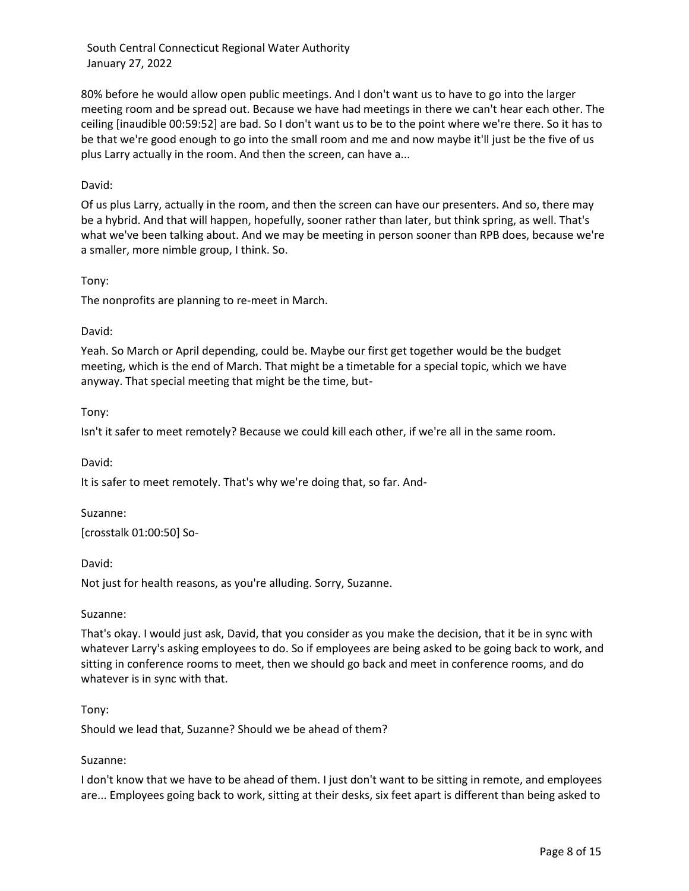80% before he would allow open public meetings. And I don't want us to have to go into the larger meeting room and be spread out. Because we have had meetings in there we can't hear each other. The ceiling [inaudible 00:59:52] are bad. So I don't want us to be to the point where we're there. So it has to be that we're good enough to go into the small room and me and now maybe it'll just be the five of us plus Larry actually in the room. And then the screen, can have a...

David:

Of us plus Larry, actually in the room, and then the screen can have our presenters. And so, there may be a hybrid. And that will happen, hopefully, sooner rather than later, but think spring, as well. That's what we've been talking about. And we may be meeting in person sooner than RPB does, because we're a smaller, more nimble group, I think. So.

Tony:

The nonprofits are planning to re-meet in March.

David:

Yeah. So March or April depending, could be. Maybe our first get together would be the budget meeting, which is the end of March. That might be a timetable for a special topic, which we have anyway. That special meeting that might be the time, but-

Tony:

Isn't it safer to meet remotely? Because we could kill each other, if we're all in the same room.

David:

It is safer to meet remotely. That's why we're doing that, so far. And-

Suzanne:

[crosstalk 01:00:50] So-

David:

Not just for health reasons, as you're alluding. Sorry, Suzanne.

Suzanne:

That's okay. I would just ask, David, that you consider as you make the decision, that it be in sync with whatever Larry's asking employees to do. So if employees are being asked to be going back to work, and sitting in conference rooms to meet, then we should go back and meet in conference rooms, and do whatever is in sync with that.

Tony:

Should we lead that, Suzanne? Should we be ahead of them?

Suzanne:

I don't know that we have to be ahead of them. I just don't want to be sitting in remote, and employees are... Employees going back to work, sitting at their desks, six feet apart is different than being asked to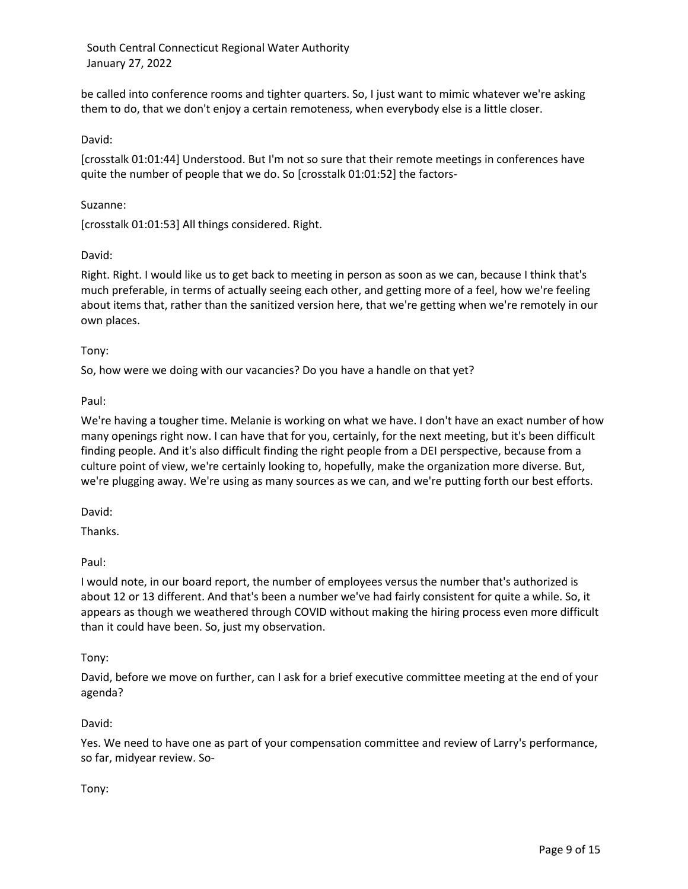be called into conference rooms and tighter quarters. So, I just want to mimic whatever we're asking them to do, that we don't enjoy a certain remoteness, when everybody else is a little closer.

David:

[crosstalk 01:01:44] Understood. But I'm not so sure that their remote meetings in conferences have quite the number of people that we do. So [crosstalk 01:01:52] the factors-

Suzanne:

[crosstalk 01:01:53] All things considered. Right.

David:

Right. Right. I would like us to get back to meeting in person as soon as we can, because I think that's much preferable, in terms of actually seeing each other, and getting more of a feel, how we're feeling about items that, rather than the sanitized version here, that we're getting when we're remotely in our own places.

Tony:

So, how were we doing with our vacancies? Do you have a handle on that yet?

Paul:

We're having a tougher time. Melanie is working on what we have. I don't have an exact number of how many openings right now. I can have that for you, certainly, for the next meeting, but it's been difficult finding people. And it's also difficult finding the right people from a DEI perspective, because from a culture point of view, we're certainly looking to, hopefully, make the organization more diverse. But, we're plugging away. We're using as many sources as we can, and we're putting forth our best efforts.

David:

Thanks.

Paul:

I would note, in our board report, the number of employees versus the number that's authorized is about 12 or 13 different. And that's been a number we've had fairly consistent for quite a while. So, it appears as though we weathered through COVID without making the hiring process even more difficult than it could have been. So, just my observation.

Tony:

David, before we move on further, can I ask for a brief executive committee meeting at the end of your agenda?

David:

Yes. We need to have one as part of your compensation committee and review of Larry's performance, so far, midyear review. So-

Tony: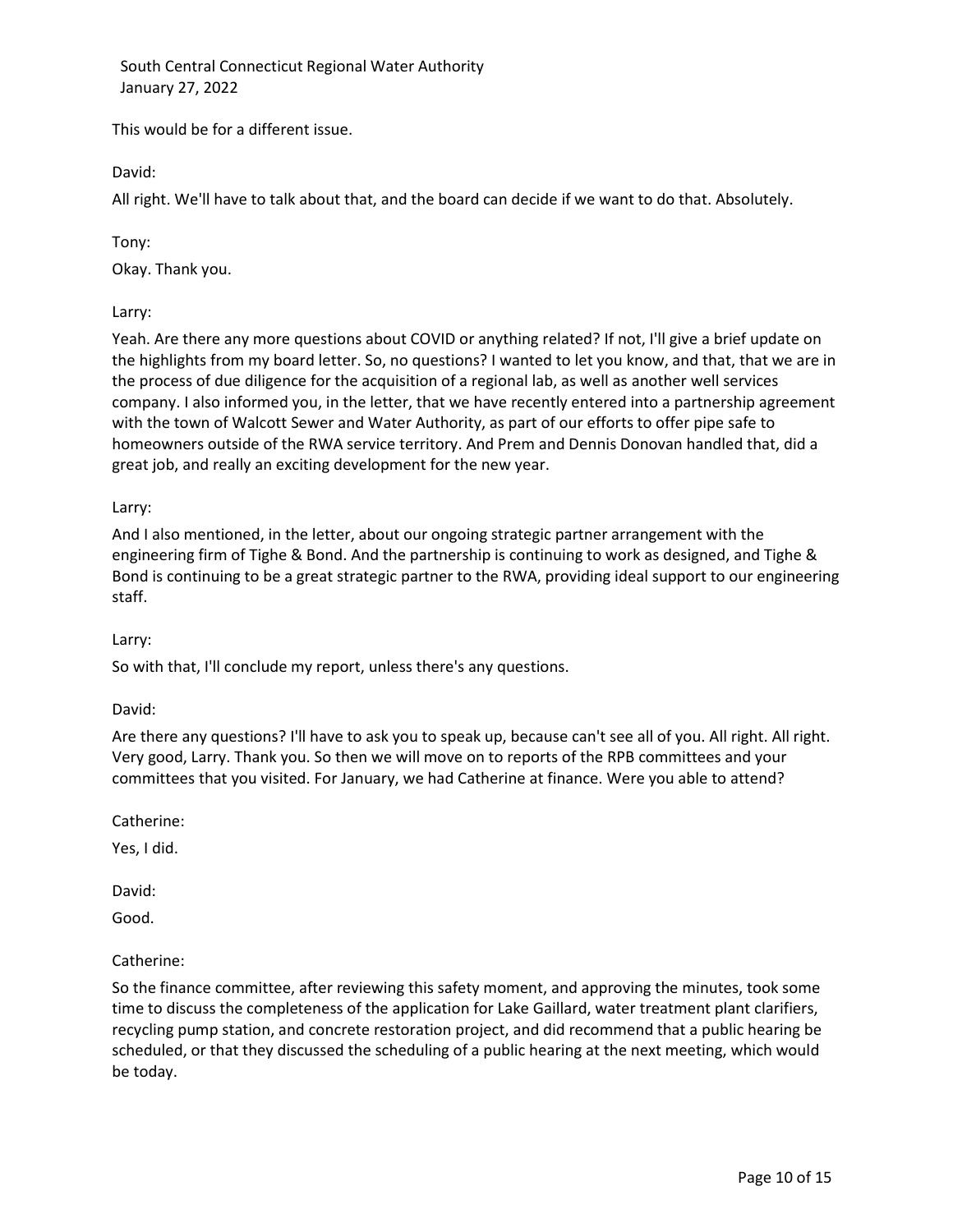This would be for a different issue.

David:

All right. We'll have to talk about that, and the board can decide if we want to do that. Absolutely.

Tony:

Okay. Thank you.

Larry:

Yeah. Are there any more questions about COVID or anything related? If not, I'll give a brief update on the highlights from my board letter. So, no questions? I wanted to let you know, and that, that we are in the process of due diligence for the acquisition of a regional lab, as well as another well services company. I also informed you, in the letter, that we have recently entered into a partnership agreement with the town of Walcott Sewer and Water Authority, as part of our efforts to offer pipe safe to homeowners outside of the RWA service territory. And Prem and Dennis Donovan handled that, did a great job, and really an exciting development for the new year.

Larry:

And I also mentioned, in the letter, about our ongoing strategic partner arrangement with the engineering firm of Tighe & Bond. And the partnership is continuing to work as designed, and Tighe & Bond is continuing to be a great strategic partner to the RWA, providing ideal support to our engineering staff.

Larry:

So with that, I'll conclude my report, unless there's any questions.

David:

Are there any questions? I'll have to ask you to speak up, because can't see all of you. All right. All right. Very good, Larry. Thank you. So then we will move on to reports of the RPB committees and your committees that you visited. For January, we had Catherine at finance. Were you able to attend?

Catherine:

Yes, I did.

David:

Good.

Catherine:

So the finance committee, after reviewing this safety moment, and approving the minutes, took some time to discuss the completeness of the application for Lake Gaillard, water treatment plant clarifiers, recycling pump station, and concrete restoration project, and did recommend that a public hearing be scheduled, or that they discussed the scheduling of a public hearing at the next meeting, which would be today.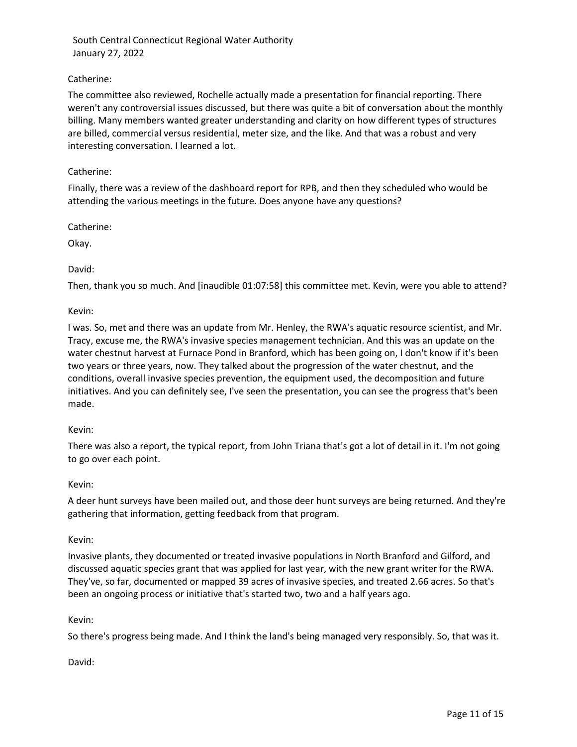Catherine:

The committee also reviewed, Rochelle actually made a presentation for financial reporting. There weren't any controversial issues discussed, but there was quite a bit of conversation about the monthly billing. Many members wanted greater understanding and clarity on how different types of structures are billed, commercial versus residential, meter size, and the like. And that was a robust and very interesting conversation. I learned a lot.

Catherine:

Finally, there was a review of the dashboard report for RPB, and then they scheduled who would be attending the various meetings in the future. Does anyone have any questions?

Catherine:

Okay.

David:

Then, thank you so much. And [inaudible 01:07:58] this committee met. Kevin, were you able to attend?

Kevin:

I was. So, met and there was an update from Mr. Henley, the RWA's aquatic resource scientist, and Mr. Tracy, excuse me, the RWA's invasive species management technician. And this was an update on the water chestnut harvest at Furnace Pond in Branford, which has been going on, I don't know if it's been two years or three years, now. They talked about the progression of the water chestnut, and the conditions, overall invasive species prevention, the equipment used, the decomposition and future initiatives. And you can definitely see, I've seen the presentation, you can see the progress that's been made.

Kevin:

There was also a report, the typical report, from John Triana that's got a lot of detail in it. I'm not going to go over each point.

Kevin:

A deer hunt surveys have been mailed out, and those deer hunt surveys are being returned. And they're gathering that information, getting feedback from that program.

Kevin:

Invasive plants, they documented or treated invasive populations in North Branford and Gilford, and discussed aquatic species grant that was applied for last year, with the new grant writer for the RWA. They've, so far, documented or mapped 39 acres of invasive species, and treated 2.66 acres. So that's been an ongoing process or initiative that's started two, two and a half years ago.

Kevin:

So there's progress being made. And I think the land's being managed very responsibly. So, that was it.

David: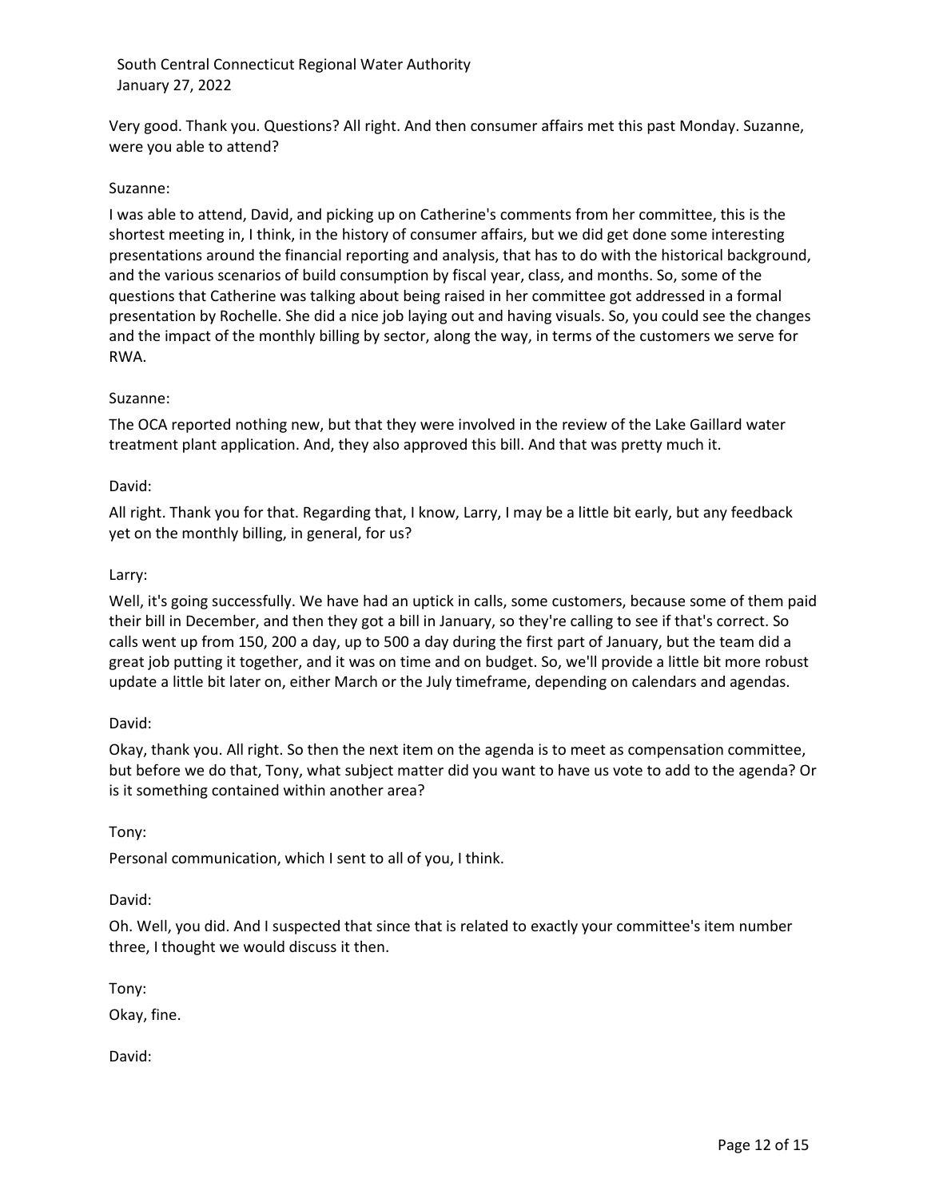Very good. Thank you. Questions? All right. And then consumer affairs met this past Monday. Suzanne, were you able to attend?

Suzanne:

I was able to attend, David, and picking up on Catherine's comments from her committee, this is the shortest meeting in, I think, in the history of consumer affairs, but we did get done some interesting presentations around the financial reporting and analysis, that has to do with the historical background, and the various scenarios of build consumption by fiscal year, class, and months. So, some of the questions that Catherine was talking about being raised in her committee got addressed in a formal presentation by Rochelle. She did a nice job laying out and having visuals. So, you could see the changes and the impact of the monthly billing by sector, along the way, in terms of the customers we serve for RWA.

Suzanne:

The OCA reported nothing new, but that they were involved in the review of the Lake Gaillard water treatment plant application. And, they also approved this bill. And that was pretty much it.

David:

All right. Thank you for that. Regarding that, I know, Larry, I may be a little bit early, but any feedback yet on the monthly billing, in general, for us?

Larry:

Well, it's going successfully. We have had an uptick in calls, some customers, because some of them paid their bill in December, and then they got a bill in January, so they're calling to see if that's correct. So calls went up from 150, 200 a day, up to 500 a day during the first part of January, but the team did a great job putting it together, and it was on time and on budget. So, we'll provide a little bit more robust update a little bit later on, either March or the July timeframe, depending on calendars and agendas.

David:

Okay, thank you. All right. So then the next item on the agenda is to meet as compensation committee, but before we do that, Tony, what subject matter did you want to have us vote to add to the agenda? Or is it something contained within another area?

Tony:

Personal communication, which I sent to all of you, I think.

David:

Oh. Well, you did. And I suspected that since that is related to exactly your committee's item number three, I thought we would discuss it then.

Tony:

Okay, fine.

David: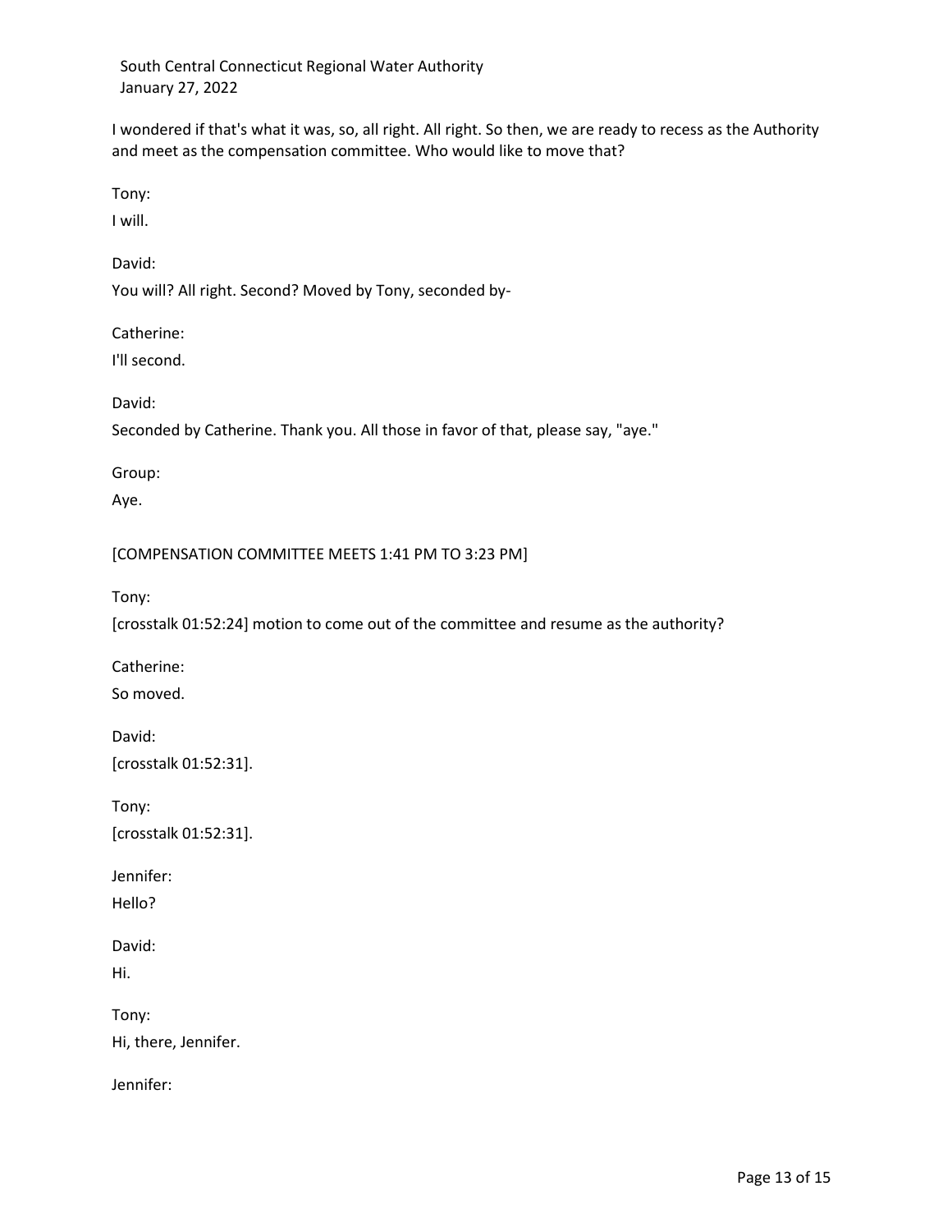I wondered if that's what it was, so, all right. All right. So then, we are ready to recess as the Authority and meet as the compensation committee. Who would like to move that?

Tony:

I will.

David:

You will? All right. Second? Moved by Tony, seconded by-

Catherine:

I'll second.

David:

Seconded by Catherine. Thank you. All those in favor of that, please say, "aye."

Group:

Aye.

[COMPENSATION COMMITTEE MEETS 1:41 PM TO 3:23 PM]

Tony:

[crosstalk 01:52:24] motion to come out of the committee and resume as the authority?

Catherine:

So moved.

David:

[crosstalk 01:52:31].

Tony:

[crosstalk 01:52:31].

Jennifer:

Hello?

David:

Hi.

Tony:

Hi, there, Jennifer.

Jennifer: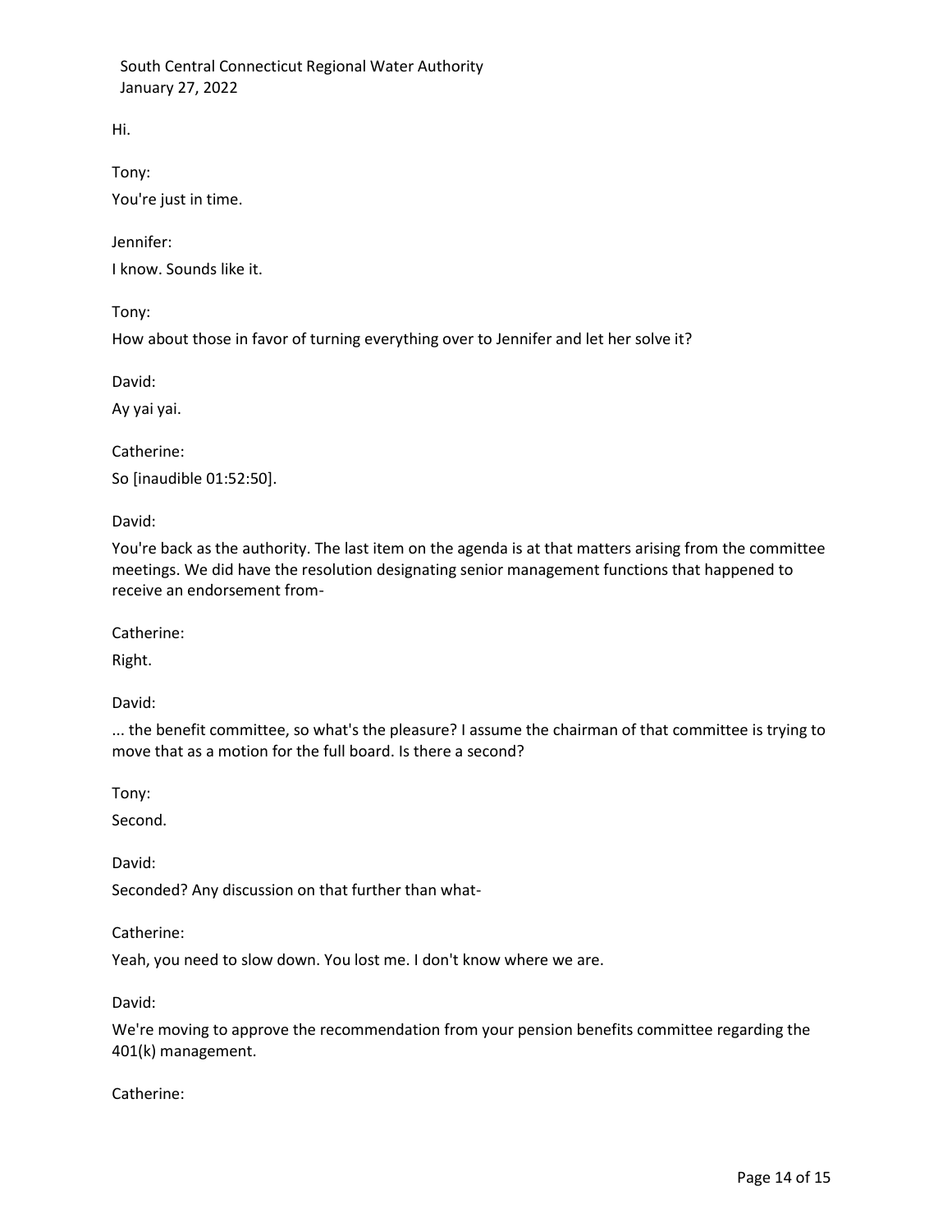Hi.

Tony:

You're just in time.

Jennifer:

I know. Sounds like it.

Tony:

How about those in favor of turning everything over to Jennifer and let her solve it?

David:

Ay yai yai.

Catherine:

So [inaudible 01:52:50].

David:

You're back as the authority. The last item on the agenda is at that matters arising from the committee meetings. We did have the resolution designating senior management functions that happened to receive an endorsement from-

Catherine:

Right.

David:

... the benefit committee, so what's the pleasure? I assume the chairman of that committee is trying to move that as a motion for the full board. Is there a second?

Tony:

Second.

David:

Seconded? Any discussion on that further than what-

Catherine:

Yeah, you need to slow down. You lost me. I don't know where we are.

David:

We're moving to approve the recommendation from your pension benefits committee regarding the 401(k) management.

Catherine: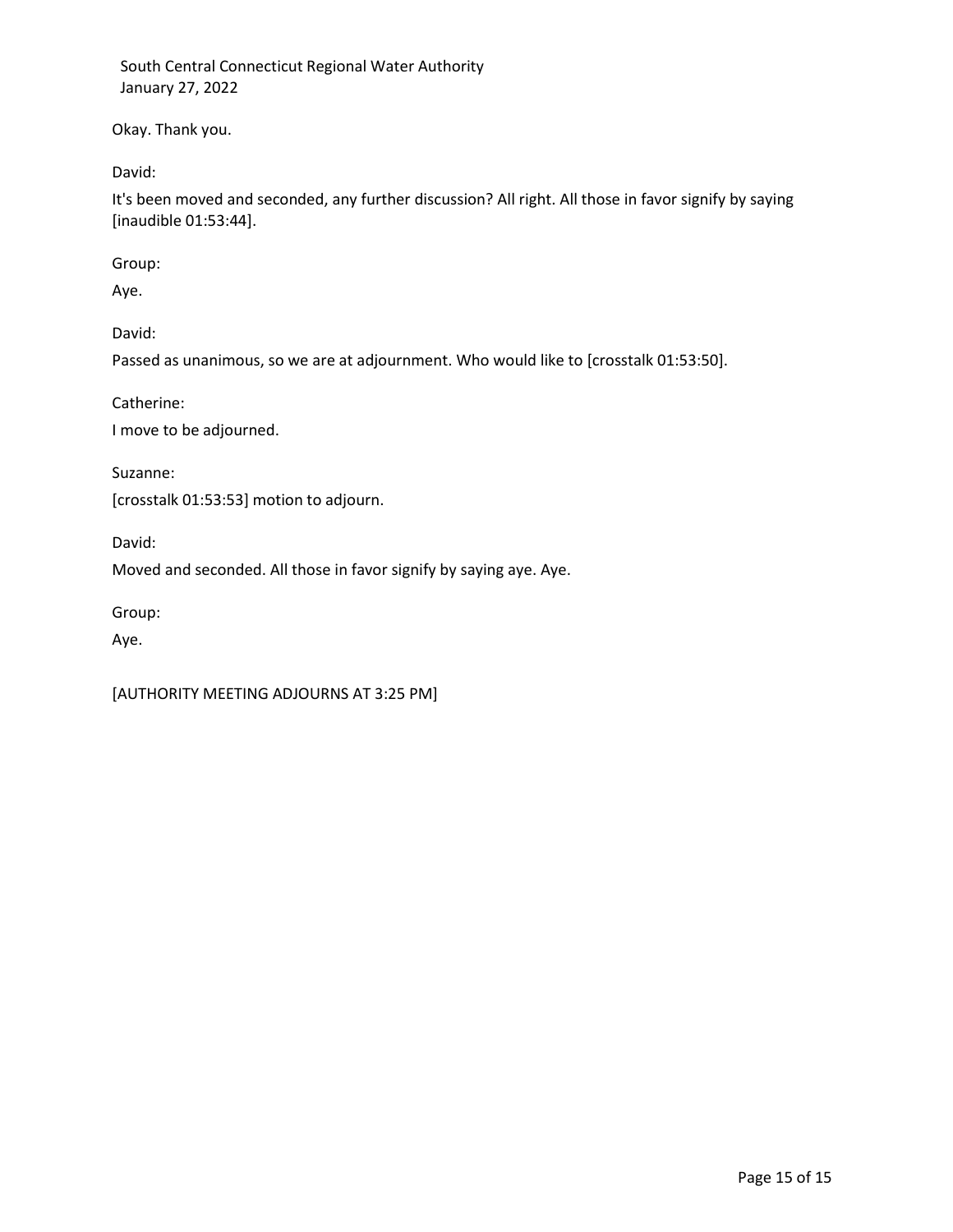Okay. Thank you.

David:

It's been moved and seconded, any further discussion? All right. All those in favor signify by saying [inaudible 01:53:44].

Group:

Aye.

David:

Passed as unanimous, so we are at adjournment. Who would like to [crosstalk 01:53:50].

Catherine:

I move to be adjourned.

Suzanne:

[crosstalk 01:53:53] motion to adjourn.

David:

Moved and seconded. All those in favor signify by saying aye. Aye.

Group:

Aye.

[AUTHORITY MEETING ADJOURNS AT 3:25 PM]